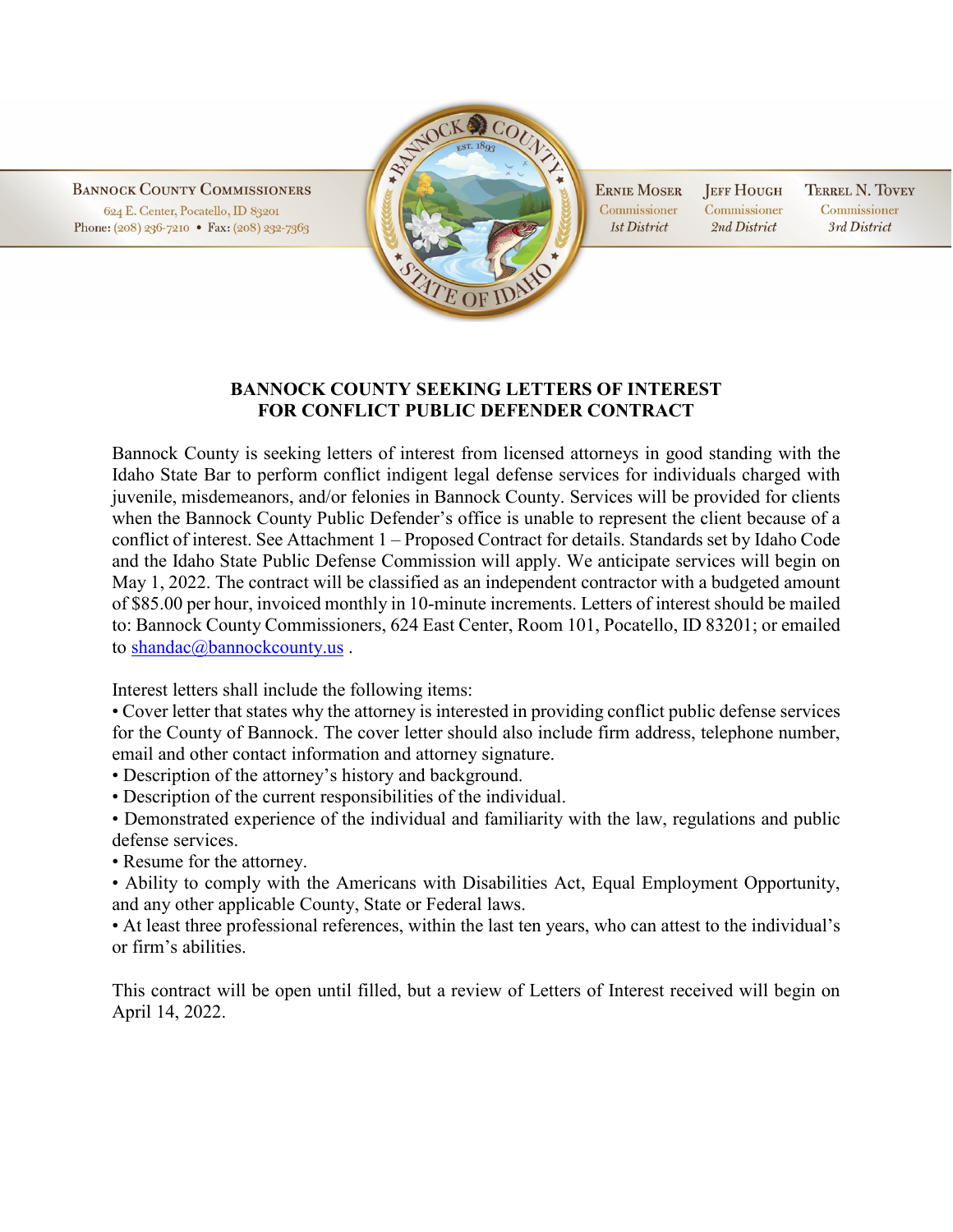BANNOCK COUNTY COMMISSIONERS
624 E. Center, Pocatello, ID 83201
Phone: (208) 236-7210 • Fax: (208) 232-7363

ERNIE MOSER, Commissioner, *1st District*
JEFF HOUGH, Commissioner, *2nd District*
TERREL N. TOVEY, Commissioner, *3rd District*

# BANNOCK COUNTY SEEKING LETTERS OF INTEREST FOR CONFLICT PUBLIC DEFENDER CONTRACT

Bannock County is seeking letters of interest from licensed attorneys in good standing with the Idaho State Bar to perform conflict indigent legal defense services for individuals charged with juvenile, misdemeanors, and/or felonies in Bannock County. Services will be provided for clients when the Bannock County Public Defender's office is unable to represent the client because of a conflict of interest. See Attachment 1 – Proposed Contract for details. Standards set by Idaho Code and the Idaho State Public Defense Commission will apply. We anticipate services will begin on May 1, 2022. The contract will be classified as an independent contractor with a budgeted amount of $85.00 per hour, invoiced monthly in 10-minute increments. Letters of interest should be mailed to: Bannock County Commissioners, 624 East Center, Room 101, Pocatello, ID 83201; or emailed to shandac@bannockcounty.us .

Interest letters shall include the following items:

- Cover letter that states why the attorney is interested in providing conflict public defense services for the County of Bannock. The cover letter should also include firm address, telephone number, email and other contact information and attorney signature.
- Description of the attorney's history and background.
- Description of the current responsibilities of the individual.
- Demonstrated experience of the individual and familiarity with the law, regulations and public defense services.
- Resume for the attorney.
- Ability to comply with the Americans with Disabilities Act, Equal Employment Opportunity, and any other applicable County, State or Federal laws.
- At least three professional references, within the last ten years, who can attest to the individual's or firm's abilities.

This contract will be open until filled, but a review of Letters of Interest received will begin on April 14, 2022.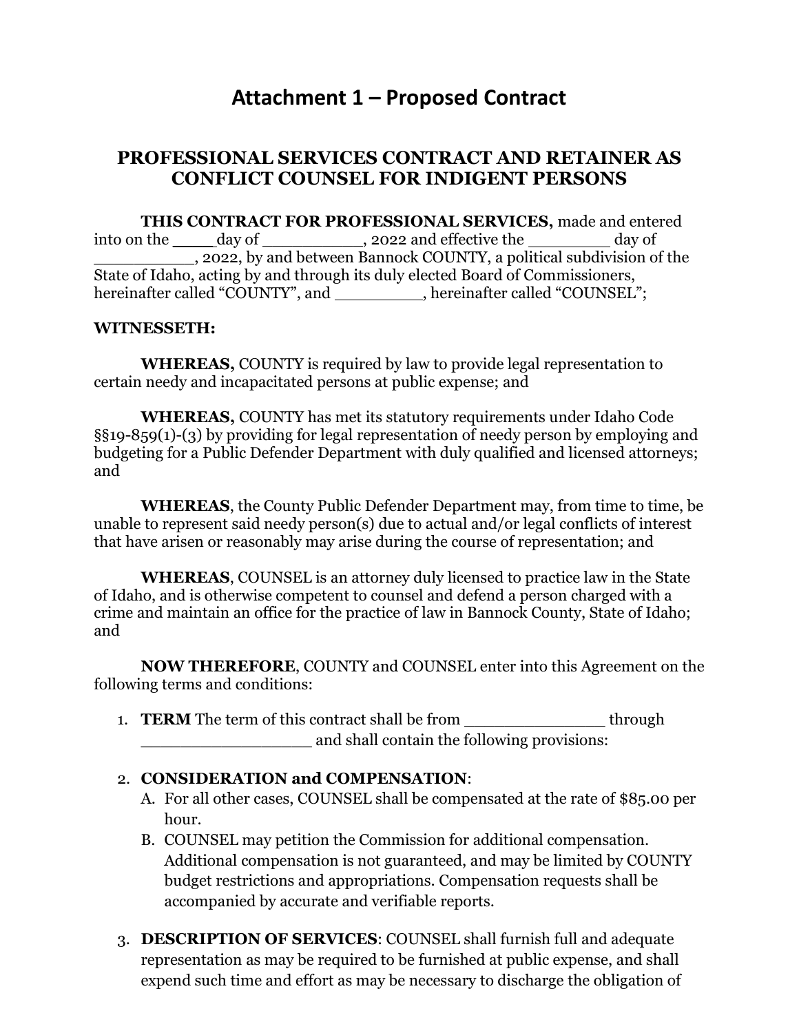# Attachment 1 – Proposed Contract

## PROFESSIONAL SERVICES CONTRACT AND RETAINER AS CONFLICT COUNSEL FOR INDIGENT PERSONS

**THIS CONTRACT FOR PROFESSIONAL SERVICES,** made and entered into on the ____day of __________, 2022 and effective the ________ day of __________, 2022, by and between Bannock COUNTY, a political subdivision of the State of Idaho, acting by and through its duly elected Board of Commissioners, hereinafter called "COUNTY", and _________, hereinafter called "COUNSEL";

**WITNESSETH:**

**WHEREAS,** COUNTY is required by law to provide legal representation to certain needy and incapacitated persons at public expense; and

**WHEREAS,** COUNTY has met its statutory requirements under Idaho Code §§19-859(1)-(3) by providing for legal representation of needy person by employing and budgeting for a Public Defender Department with duly qualified and licensed attorneys; and

**WHEREAS**, the County Public Defender Department may, from time to time, be unable to represent said needy person(s) due to actual and/or legal conflicts of interest that have arisen or reasonably may arise during the course of representation; and

**WHEREAS**, COUNSEL is an attorney duly licensed to practice law in the State of Idaho, and is otherwise competent to counsel and defend a person charged with a crime and maintain an office for the practice of law in Bannock County, State of Idaho; and

**NOW THEREFORE**, COUNTY and COUNSEL enter into this Agreement on the following terms and conditions:

1. **TERM** The term of this contract shall be from ______________ through _________________ and shall contain the following provisions:

2. **CONSIDERATION and COMPENSATION**:
   A. For all other cases, COUNSEL shall be compensated at the rate of $85.00 per hour.
   B. COUNSEL may petition the Commission for additional compensation. Additional compensation is not guaranteed, and may be limited by COUNTY budget restrictions and appropriations. Compensation requests shall be accompanied by accurate and verifiable reports.

3. **DESCRIPTION OF SERVICES**: COUNSEL shall furnish full and adequate representation as may be required to be furnished at public expense, and shall expend such time and effort as may be necessary to discharge the obligation of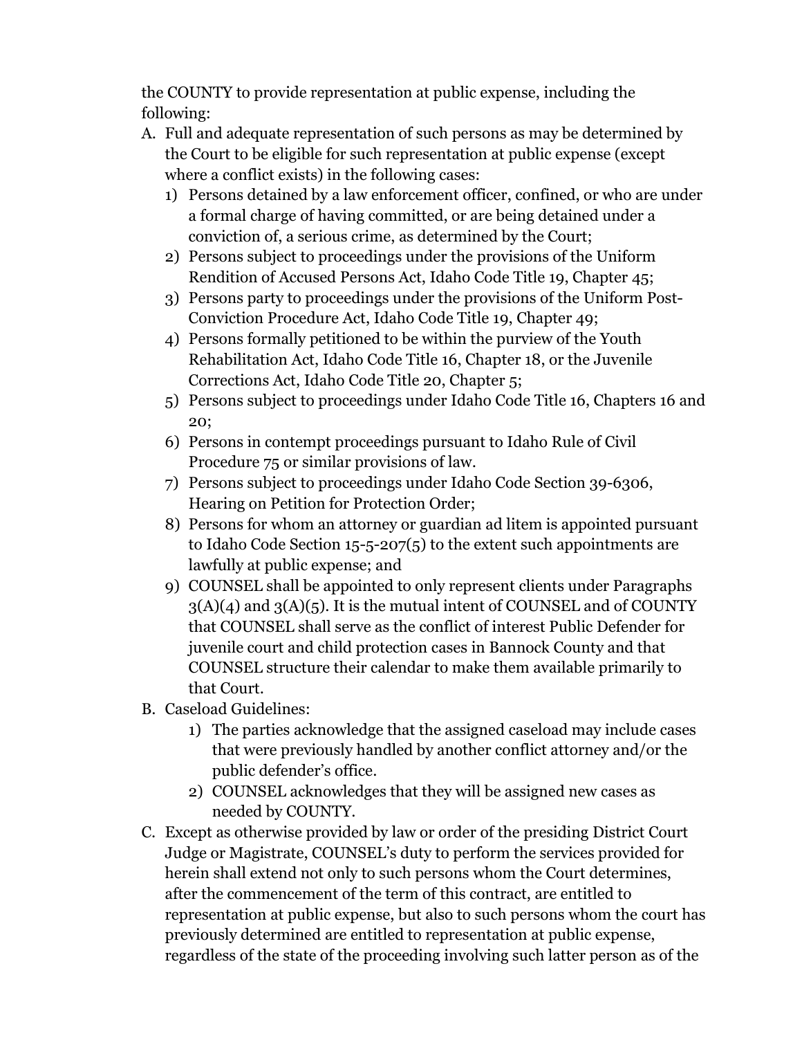the COUNTY to provide representation at public expense, including the following:

A. Full and adequate representation of such persons as may be determined by the Court to be eligible for such representation at public expense (except where a conflict exists) in the following cases:
   1) Persons detained by a law enforcement officer, confined, or who are under a formal charge of having committed, or are being detained under a conviction of, a serious crime, as determined by the Court;
   2) Persons subject to proceedings under the provisions of the Uniform Rendition of Accused Persons Act, Idaho Code Title 19, Chapter 45;
   3) Persons party to proceedings under the provisions of the Uniform Post-Conviction Procedure Act, Idaho Code Title 19, Chapter 49;
   4) Persons formally petitioned to be within the purview of the Youth Rehabilitation Act, Idaho Code Title 16, Chapter 18, or the Juvenile Corrections Act, Idaho Code Title 20, Chapter 5;
   5) Persons subject to proceedings under Idaho Code Title 16, Chapters 16 and 20;
   6) Persons in contempt proceedings pursuant to Idaho Rule of Civil Procedure 75 or similar provisions of law.
   7) Persons subject to proceedings under Idaho Code Section 39-6306, Hearing on Petition for Protection Order;
   8) Persons for whom an attorney or guardian ad litem is appointed pursuant to Idaho Code Section 15-5-207(5) to the extent such appointments are lawfully at public expense; and
   9) COUNSEL shall be appointed to only represent clients under Paragraphs 3(A)(4) and 3(A)(5). It is the mutual intent of COUNSEL and of COUNTY that COUNSEL shall serve as the conflict of interest Public Defender for juvenile court and child protection cases in Bannock County and that COUNSEL structure their calendar to make them available primarily to that Court.
B. Caseload Guidelines:
   1) The parties acknowledge that the assigned caseload may include cases that were previously handled by another conflict attorney and/or the public defender's office.
   2) COUNSEL acknowledges that they will be assigned new cases as needed by COUNTY.
C. Except as otherwise provided by law or order of the presiding District Court Judge or Magistrate, COUNSEL's duty to perform the services provided for herein shall extend not only to such persons whom the Court determines, after the commencement of the term of this contract, are entitled to representation at public expense, but also to such persons whom the court has previously determined are entitled to representation at public expense, regardless of the state of the proceeding involving such latter person as of the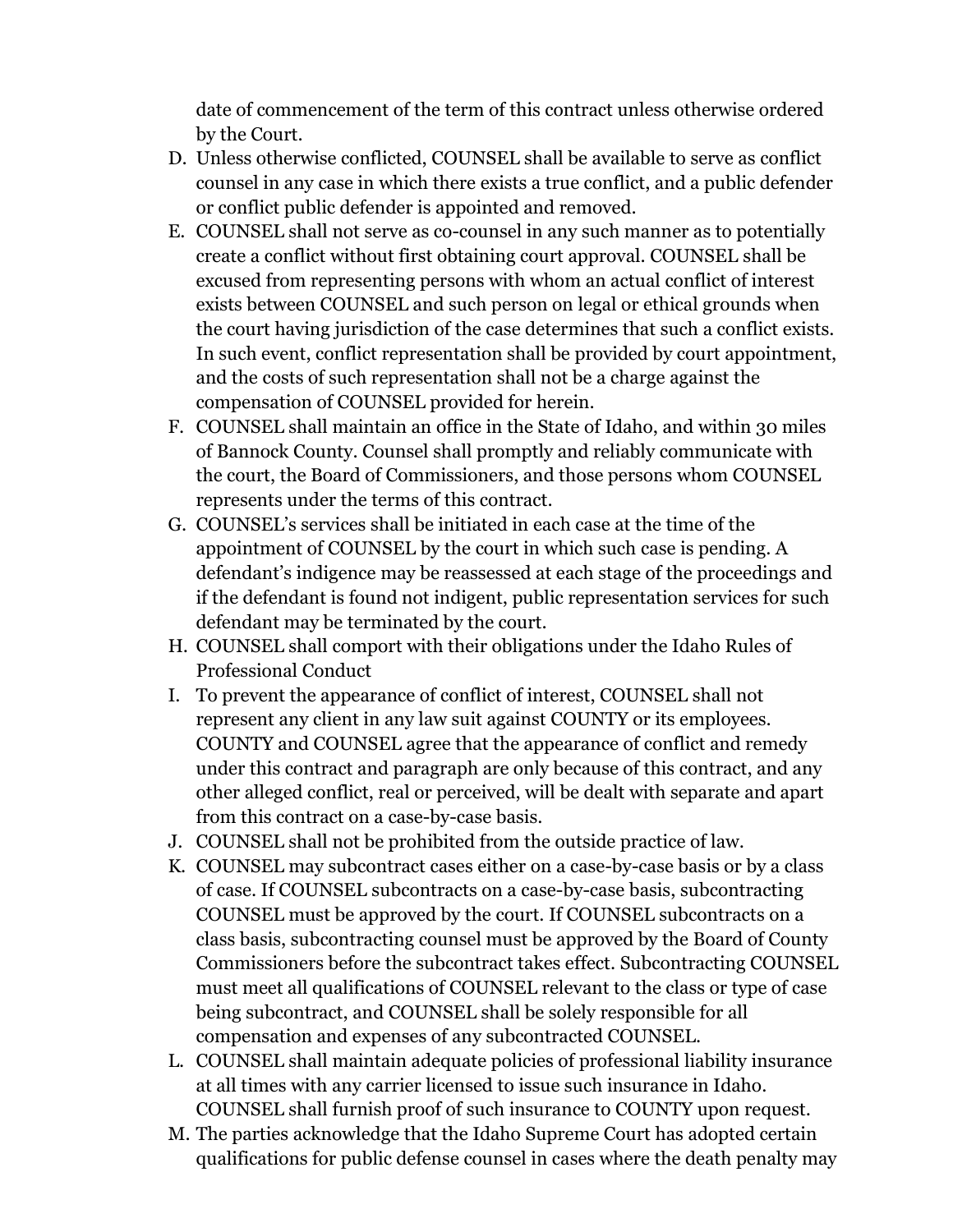date of commencement of the term of this contract unless otherwise ordered by the Court.

D. Unless otherwise conflicted, COUNSEL shall be available to serve as conflict counsel in any case in which there exists a true conflict, and a public defender or conflict public defender is appointed and removed.
E. COUNSEL shall not serve as co-counsel in any such manner as to potentially create a conflict without first obtaining court approval. COUNSEL shall be excused from representing persons with whom an actual conflict of interest exists between COUNSEL and such person on legal or ethical grounds when the court having jurisdiction of the case determines that such a conflict exists. In such event, conflict representation shall be provided by court appointment, and the costs of such representation shall not be a charge against the compensation of COUNSEL provided for herein.
F. COUNSEL shall maintain an office in the State of Idaho, and within 30 miles of Bannock County. Counsel shall promptly and reliably communicate with the court, the Board of Commissioners, and those persons whom COUNSEL represents under the terms of this contract.
G. COUNSEL's services shall be initiated in each case at the time of the appointment of COUNSEL by the court in which such case is pending. A defendant's indigence may be reassessed at each stage of the proceedings and if the defendant is found not indigent, public representation services for such defendant may be terminated by the court.
H. COUNSEL shall comport with their obligations under the Idaho Rules of Professional Conduct
I. To prevent the appearance of conflict of interest, COUNSEL shall not represent any client in any law suit against COUNTY or its employees. COUNTY and COUNSEL agree that the appearance of conflict and remedy under this contract and paragraph are only because of this contract, and any other alleged conflict, real or perceived, will be dealt with separate and apart from this contract on a case-by-case basis.
J. COUNSEL shall not be prohibited from the outside practice of law.
K. COUNSEL may subcontract cases either on a case-by-case basis or by a class of case. If COUNSEL subcontracts on a case-by-case basis, subcontracting COUNSEL must be approved by the court. If COUNSEL subcontracts on a class basis, subcontracting counsel must be approved by the Board of County Commissioners before the subcontract takes effect. Subcontracting COUNSEL must meet all qualifications of COUNSEL relevant to the class or type of case being subcontract, and COUNSEL shall be solely responsible for all compensation and expenses of any subcontracted COUNSEL.
L. COUNSEL shall maintain adequate policies of professional liability insurance at all times with any carrier licensed to issue such insurance in Idaho. COUNSEL shall furnish proof of such insurance to COUNTY upon request.
M. The parties acknowledge that the Idaho Supreme Court has adopted certain qualifications for public defense counsel in cases where the death penalty may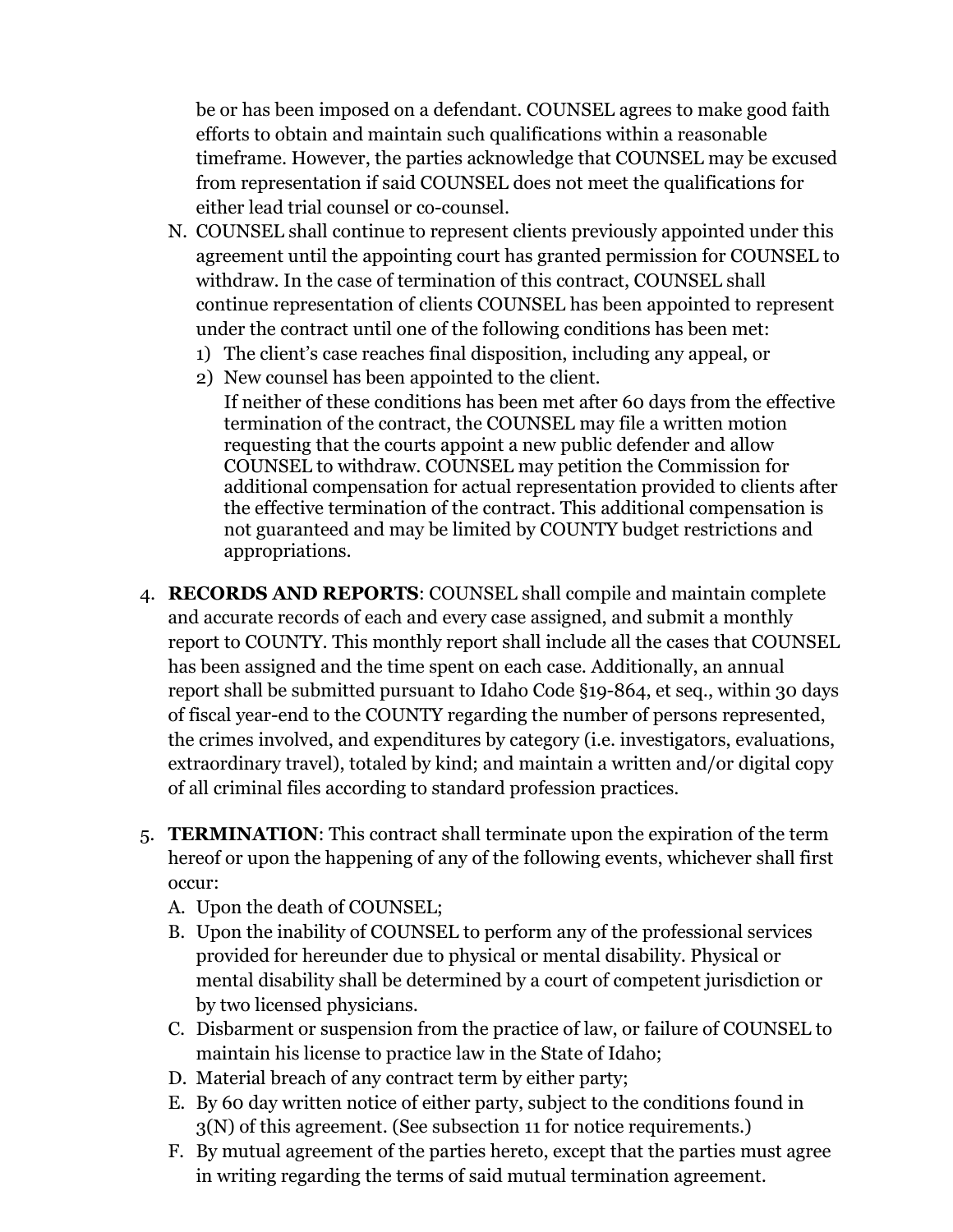be or has been imposed on a defendant. COUNSEL agrees to make good faith efforts to obtain and maintain such qualifications within a reasonable timeframe. However, the parties acknowledge that COUNSEL may be excused from representation if said COUNSEL does not meet the qualifications for either lead trial counsel or co-counsel.

N. COUNSEL shall continue to represent clients previously appointed under this agreement until the appointing court has granted permission for COUNSEL to withdraw. In the case of termination of this contract, COUNSEL shall continue representation of clients COUNSEL has been appointed to represent under the contract until one of the following conditions has been met:
   1) The client's case reaches final disposition, including any appeal, or
   2) New counsel has been appointed to the client.

   If neither of these conditions has been met after 60 days from the effective termination of the contract, the COUNSEL may file a written motion requesting that the courts appoint a new public defender and allow COUNSEL to withdraw. COUNSEL may petition the Commission for additional compensation for actual representation provided to clients after the effective termination of the contract. This additional compensation is not guaranteed and may be limited by COUNTY budget restrictions and appropriations.

4. **RECORDS AND REPORTS**: COUNSEL shall compile and maintain complete and accurate records of each and every case assigned, and submit a monthly report to COUNTY. This monthly report shall include all the cases that COUNSEL has been assigned and the time spent on each case. Additionally, an annual report shall be submitted pursuant to Idaho Code §19-864, et seq., within 30 days of fiscal year-end to the COUNTY regarding the number of persons represented, the crimes involved, and expenditures by category (i.e. investigators, evaluations, extraordinary travel), totaled by kind; and maintain a written and/or digital copy of all criminal files according to standard profession practices.

5. **TERMINATION**: This contract shall terminate upon the expiration of the term hereof or upon the happening of any of the following events, whichever shall first occur:
   A. Upon the death of COUNSEL;
   B. Upon the inability of COUNSEL to perform any of the professional services provided for hereunder due to physical or mental disability. Physical or mental disability shall be determined by a court of competent jurisdiction or by two licensed physicians.
   C. Disbarment or suspension from the practice of law, or failure of COUNSEL to maintain his license to practice law in the State of Idaho;
   D. Material breach of any contract term by either party;
   E. By 60 day written notice of either party, subject to the conditions found in 3(N) of this agreement. (See subsection 11 for notice requirements.)
   F. By mutual agreement of the parties hereto, except that the parties must agree in writing regarding the terms of said mutual termination agreement.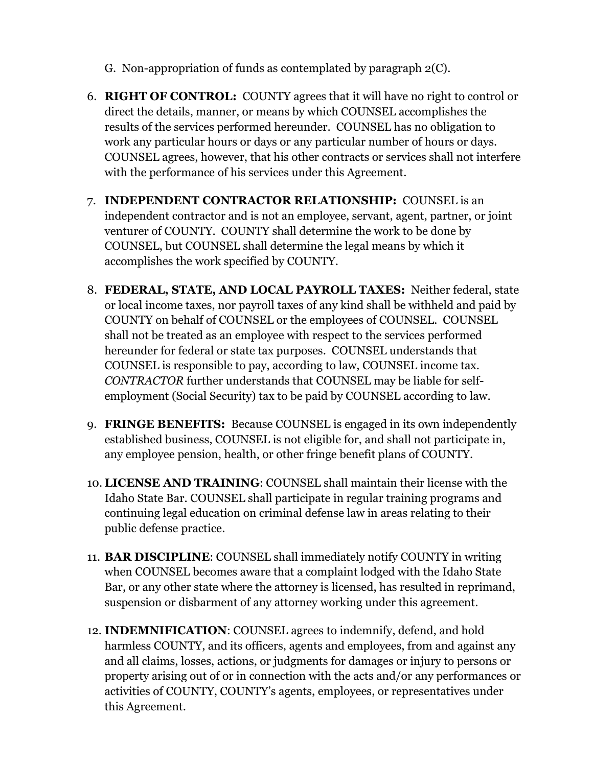G. Non-appropriation of funds as contemplated by paragraph 2(C).

6. **RIGHT OF CONTROL:** COUNTY agrees that it will have no right to control or direct the details, manner, or means by which COUNSEL accomplishes the results of the services performed hereunder. COUNSEL has no obligation to work any particular hours or days or any particular number of hours or days. COUNSEL agrees, however, that his other contracts or services shall not interfere with the performance of his services under this Agreement.

7. **INDEPENDENT CONTRACTOR RELATIONSHIP:** COUNSEL is an independent contractor and is not an employee, servant, agent, partner, or joint venturer of COUNTY. COUNTY shall determine the work to be done by COUNSEL, but COUNSEL shall determine the legal means by which it accomplishes the work specified by COUNTY.

8. **FEDERAL, STATE, AND LOCAL PAYROLL TAXES:** Neither federal, state or local income taxes, nor payroll taxes of any kind shall be withheld and paid by COUNTY on behalf of COUNSEL or the employees of COUNSEL. COUNSEL shall not be treated as an employee with respect to the services performed hereunder for federal or state tax purposes. COUNSEL understands that COUNSEL is responsible to pay, according to law, COUNSEL income tax. *CONTRACTOR* further understands that COUNSEL may be liable for self-employment (Social Security) tax to be paid by COUNSEL according to law.

9. **FRINGE BENEFITS:** Because COUNSEL is engaged in its own independently established business, COUNSEL is not eligible for, and shall not participate in, any employee pension, health, or other fringe benefit plans of COUNTY.

10. **LICENSE AND TRAINING**: COUNSEL shall maintain their license with the Idaho State Bar. COUNSEL shall participate in regular training programs and continuing legal education on criminal defense law in areas relating to their public defense practice.

11. **BAR DISCIPLINE**: COUNSEL shall immediately notify COUNTY in writing when COUNSEL becomes aware that a complaint lodged with the Idaho State Bar, or any other state where the attorney is licensed, has resulted in reprimand, suspension or disbarment of any attorney working under this agreement.

12. **INDEMNIFICATION**: COUNSEL agrees to indemnify, defend, and hold harmless COUNTY, and its officers, agents and employees, from and against any and all claims, losses, actions, or judgments for damages or injury to persons or property arising out of or in connection with the acts and/or any performances or activities of COUNTY, COUNTY's agents, employees, or representatives under this Agreement.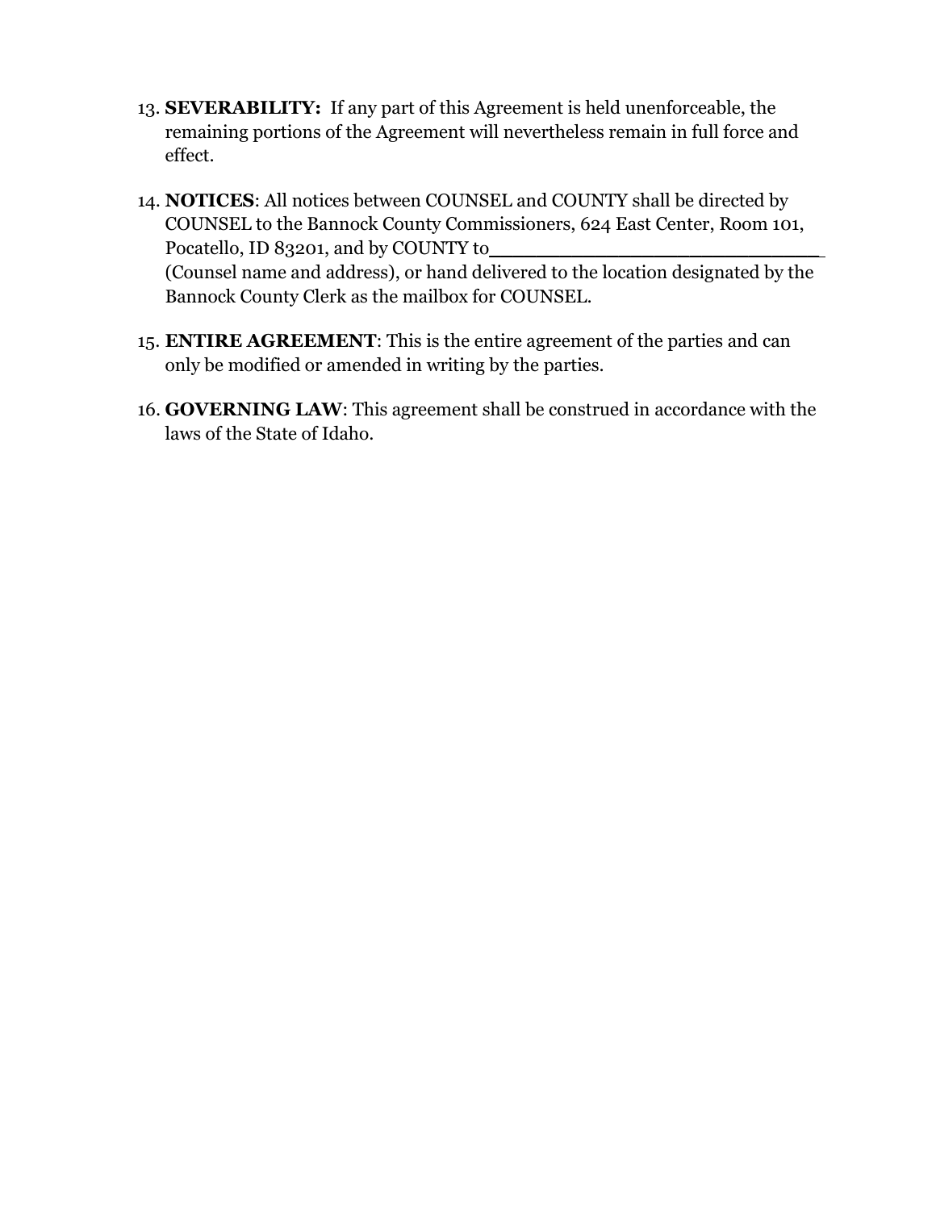13. **SEVERABILITY:** If any part of this Agreement is held unenforceable, the remaining portions of the Agreement will nevertheless remain in full force and effect.

14. **NOTICES**: All notices between COUNSEL and COUNTY shall be directed by COUNSEL to the Bannock County Commissioners, 624 East Center, Room 101, Pocatello, ID 83201, and by COUNTY to_____________________________ (Counsel name and address), or hand delivered to the location designated by the Bannock County Clerk as the mailbox for COUNSEL.

15. **ENTIRE AGREEMENT**: This is the entire agreement of the parties and can only be modified or amended in writing by the parties.

16. **GOVERNING LAW**: This agreement shall be construed in accordance with the laws of the State of Idaho.